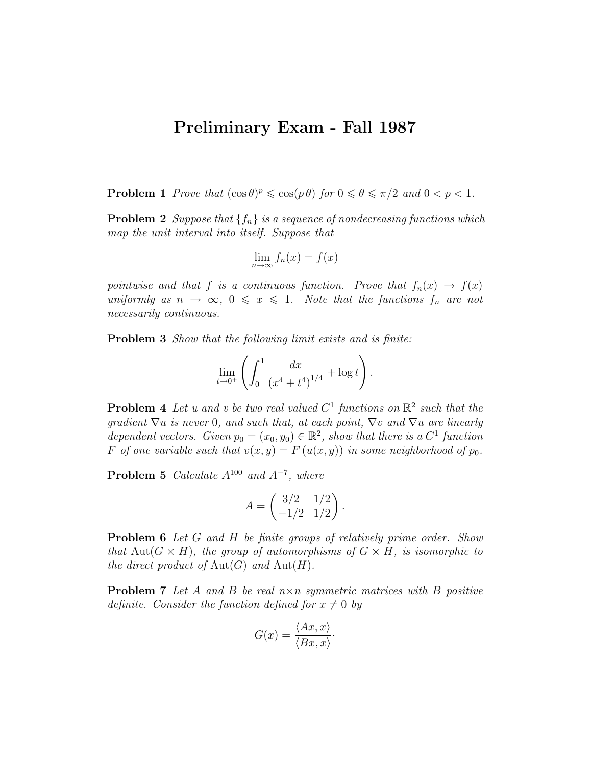# Preliminary Exam - Fall 1987

**Problem 1** *Prove that* $(\cos\theta)^p \leqslant \cos(p\,\theta)$ *for* $0 \leqslant \theta \leqslant \pi/2$ *and* $0 < p < 1$.

**Problem 2** *Suppose that* $\{f_n\}$ *is a sequence of nondecreasing functions which map the unit interval into itself. Suppose that*

$$\lim_{n\to\infty} f_n(x) = f(x)$$

*pointwise and that* $f$ *is a continuous function. Prove that* $f_n(x) \to f(x)$ *uniformly as* $n \to \infty$, $0 \leqslant x \leqslant 1$. *Note that the functions* $f_n$ *are not necessarily continuous.*

**Problem 3** *Show that the following limit exists and is finite:*

$$\lim_{t\to 0^+} \left( \int_0^1 \frac{dx}{\left(x^4 + t^4\right)^{1/4}} + \log t \right).$$

**Problem 4** *Let* $u$ *and* $v$ *be two real valued* $C^1$ *functions on* $\mathbb{R}^2$ *such that the gradient* $\nabla u$ *is never* $0$, *and such that, at each point,* $\nabla v$ *and* $\nabla u$ *are linearly dependent vectors. Given* $p_0 = (x_0, y_0) \in \mathbb{R}^2$, *show that there is a* $C^1$ *function* $F$ *of one variable such that* $v(x,y) = F\left(u(x,y)\right)$ *in some neighborhood of* $p_0$.

**Problem 5** *Calculate* $A^{100}$ *and* $A^{-7}$, *where*

$$A = \begin{pmatrix} 3/2 & 1/2 \\ -1/2 & 1/2 \end{pmatrix}.$$

**Problem 6** *Let* $G$ *and* $H$ *be finite groups of relatively prime order. Show that* $\operatorname{Aut}(G \times H)$, *the group of automorphisms of* $G \times H$, *is isomorphic to the direct product of* $\operatorname{Aut}(G)$ *and* $\operatorname{Aut}(H)$.

**Problem 7** *Let* $A$ *and* $B$ *be real* $n \times n$ *symmetric matrices with* $B$ *positive definite. Consider the function defined for* $x \neq 0$ *by*

$$G(x) = \frac{\langle Ax, x\rangle}{\langle Bx, x\rangle}.$$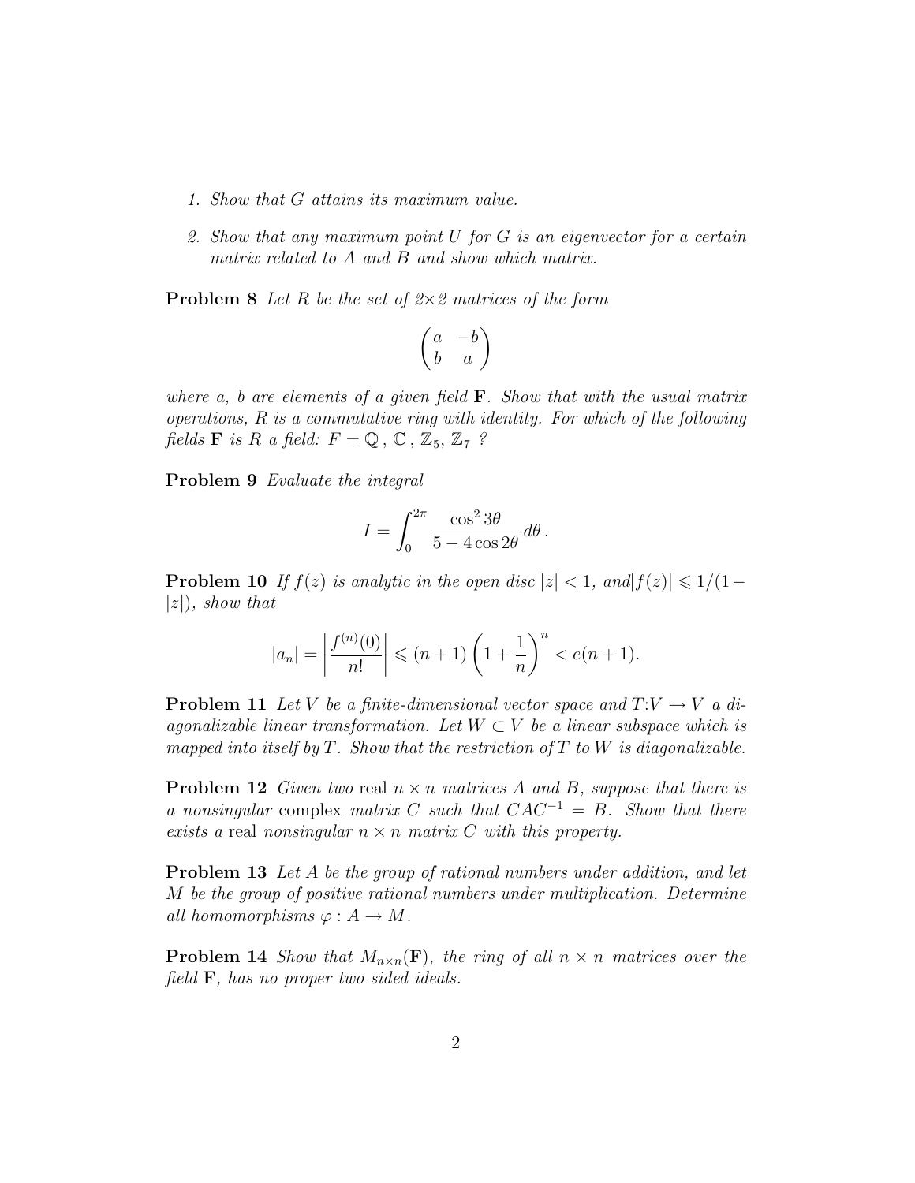1. *Show that $G$ attains its maximum value.*

2. *Show that any maximum point $U$ for $G$ is an eigenvector for a certain matrix related to $A$ and $B$ and show which matrix.*

**Problem 8** *Let $R$ be the set of 2×2 matrices of the form*

$$\begin{pmatrix} a & -b \\ b & a \end{pmatrix}$$

*where a, b are elements of a given field $\mathbf{F}$. Show that with the usual matrix operations, $R$ is a commutative ring with identity. For which of the following fields $\mathbf{F}$ is $R$ a field: $F = \mathbb{Q}$, $\mathbb{C}$, $\mathbb{Z}_5$, $\mathbb{Z}_7$ ?*

**Problem 9** *Evaluate the integral*

$$I = \int_0^{2\pi} \frac{\cos^2 3\theta}{5 - 4\cos 2\theta}\, d\theta\,.$$

**Problem 10** *If $f(z)$ is analytic in the open disc $|z| < 1$, and $|f(z)| \leqslant 1/(1-|z|)$, show that*

$$|a_n| = \left|\frac{f^{(n)}(0)}{n!}\right| \leqslant (n+1)\left(1+\frac{1}{n}\right)^n < e(n+1).$$

**Problem 11** *Let $V$ be a finite-dimensional vector space and $T{:}V \to V$ a diagonalizable linear transformation. Let $W \subset V$ be a linear subspace which is mapped into itself by $T$. Show that the restriction of $T$ to $W$ is diagonalizable.*

**Problem 12** *Given two* real *$n \times n$ matrices $A$ and $B$, suppose that there is a nonsingular* complex *matrix $C$ such that $CAC^{-1} = B$. Show that there exists a* real *nonsingular $n \times n$ matrix $C$ with this property.*

**Problem 13** *Let $A$ be the group of rational numbers under addition, and let $M$ be the group of positive rational numbers under multiplication. Determine all homomorphisms $\varphi : A \to M$.*

**Problem 14** *Show that $M_{n\times n}(\mathbf{F})$, the ring of all $n \times n$ matrices over the field $\mathbf{F}$, has no proper two sided ideals.*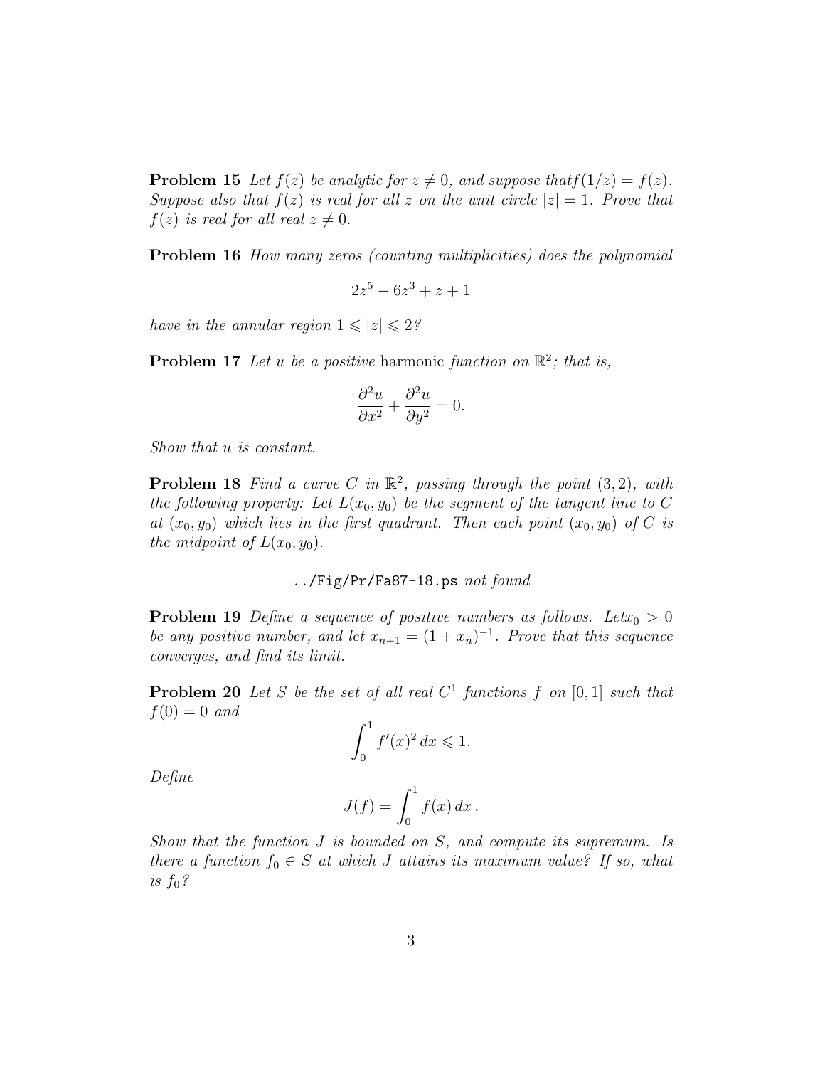**Problem 15** *Let $f(z)$ be analytic for $z \neq 0$, and suppose that$f(1/z) = f(z)$. Suppose also that $f(z)$ is real for all $z$ on the unit circle $|z| = 1$. Prove that $f(z)$ is real for all real $z \neq 0$.*

**Problem 16** *How many zeros (counting multiplicities) does the polynomial*

$$2z^5 - 6z^3 + z + 1$$

*have in the annular region $1 \leqslant |z| \leqslant 2$?*

**Problem 17** *Let $u$ be a positive* harmonic *function on $\mathbb{R}^2$; that is,*

$$\frac{\partial^2 u}{\partial x^2} + \frac{\partial^2 u}{\partial y^2} = 0.$$

*Show that $u$ is constant.*

**Problem 18** *Find a curve $C$ in $\mathbb{R}^2$, passing through the point $(3, 2)$, with the following property: Let $L(x_0, y_0)$ be the segment of the tangent line to $C$ at $(x_0, y_0)$ which lies in the first quadrant. Then each point $(x_0, y_0)$ of $C$ is the midpoint of $L(x_0, y_0)$.*

../Fig/Pr/Fa87-18.ps *not found*

**Problem 19** *Define a sequence of positive numbers as follows. Let$x_0 > 0$ be any positive number, and let $x_{n+1} = (1 + x_n)^{-1}$. Prove that this sequence converges, and find its limit.*

**Problem 20** *Let $S$ be the set of all real $C^1$ functions $f$ on $[0, 1]$ such that $f(0) = 0$ and*

$$\int_0^1 f'(x)^2 \, dx \leqslant 1.$$

*Define*

$$J(f) = \int_0^1 f(x) \, dx \, .$$

*Show that the function $J$ is bounded on $S$, and compute its supremum. Is there a function $f_0 \in S$ at which $J$ attains its maximum value? If so, what is $f_0$?*